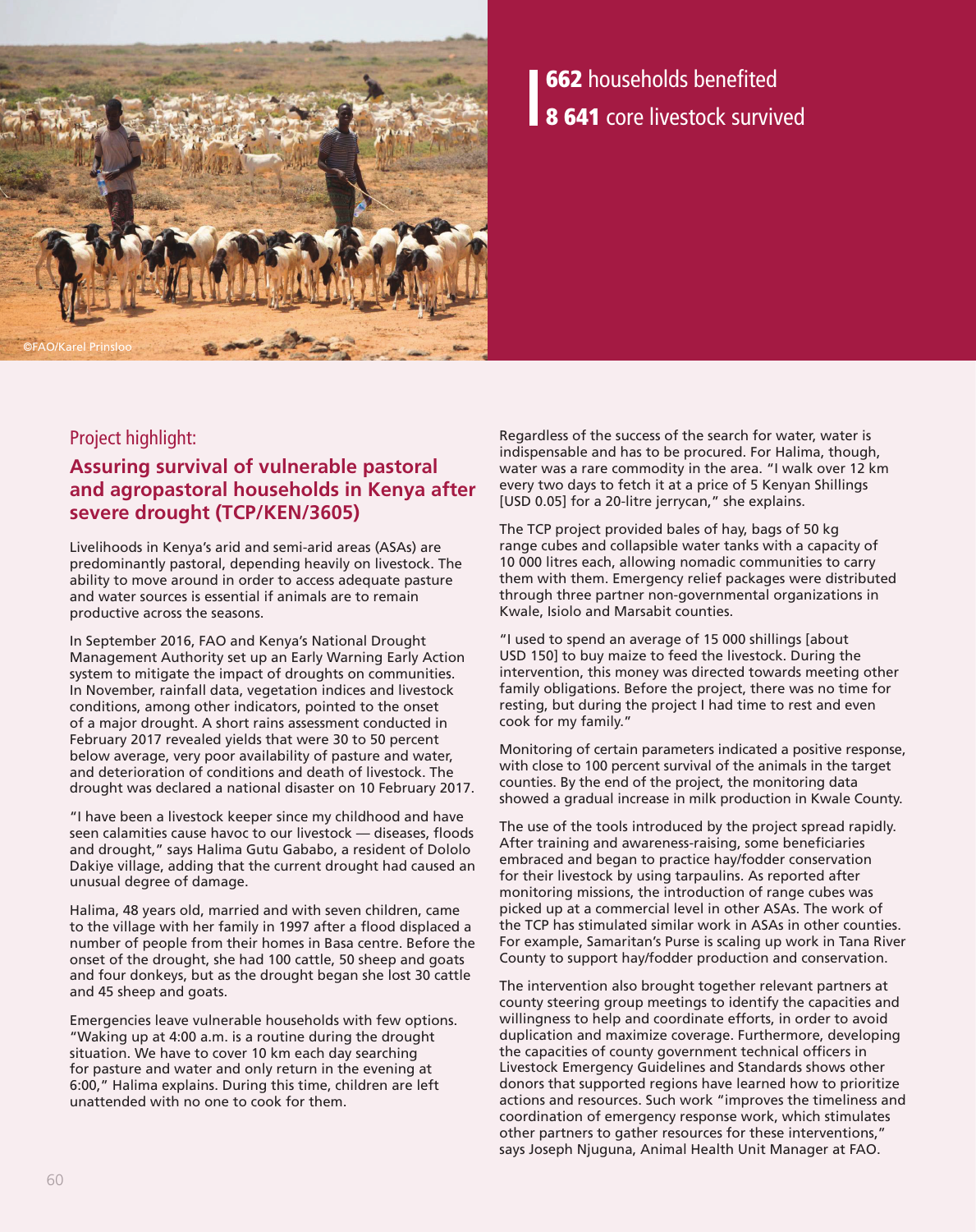©FAO/Karel Prinsloo

**662** households benefited
**8 641** core livestock survived

Project highlight:

## Assuring survival of vulnerable pastoral and agropastoral households in Kenya after severe drought (TCP/KEN/3605)

Livelihoods in Kenya's arid and semi-arid areas (ASAs) are predominantly pastoral, depending heavily on livestock. The ability to move around in order to access adequate pasture and water sources is essential if animals are to remain productive across the seasons.

In September 2016, FAO and Kenya's National Drought Management Authority set up an Early Warning Early Action system to mitigate the impact of droughts on communities. In November, rainfall data, vegetation indices and livestock conditions, among other indicators, pointed to the onset of a major drought. A short rains assessment conducted in February 2017 revealed yields that were 30 to 50 percent below average, very poor availability of pasture and water, and deterioration of conditions and death of livestock. The drought was declared a national disaster on 10 February 2017.

"I have been a livestock keeper since my childhood and have seen calamities cause havoc to our livestock — diseases, floods and drought," says Halima Gutu Gababo, a resident of Dololo Dakiye village, adding that the current drought had caused an unusual degree of damage.

Halima, 48 years old, married and with seven children, came to the village with her family in 1997 after a flood displaced a number of people from their homes in Basa centre. Before the onset of the drought, she had 100 cattle, 50 sheep and goats and four donkeys, but as the drought began she lost 30 cattle and 45 sheep and goats.

Emergencies leave vulnerable households with few options. "Waking up at 4:00 a.m. is a routine during the drought situation. We have to cover 10 km each day searching for pasture and water and only return in the evening at 6:00," Halima explains. During this time, children are left unattended with no one to cook for them.

Regardless of the success of the search for water, water is indispensable and has to be procured. For Halima, though, water was a rare commodity in the area. "I walk over 12 km every two days to fetch it at a price of 5 Kenyan Shillings [USD 0.05] for a 20-litre jerrycan," she explains.

The TCP project provided bales of hay, bags of 50 kg range cubes and collapsible water tanks with a capacity of 10 000 litres each, allowing nomadic communities to carry them with them. Emergency relief packages were distributed through three partner non-governmental organizations in Kwale, Isiolo and Marsabit counties.

"I used to spend an average of 15 000 shillings [about USD 150] to buy maize to feed the livestock. During the intervention, this money was directed towards meeting other family obligations. Before the project, there was no time for resting, but during the project I had time to rest and even cook for my family."

Monitoring of certain parameters indicated a positive response, with close to 100 percent survival of the animals in the target counties. By the end of the project, the monitoring data showed a gradual increase in milk production in Kwale County.

The use of the tools introduced by the project spread rapidly. After training and awareness-raising, some beneficiaries embraced and began to practice hay/fodder conservation for their livestock by using tarpaulins. As reported after monitoring missions, the introduction of range cubes was picked up at a commercial level in other ASAs. The work of the TCP has stimulated similar work in ASAs in other counties. For example, Samaritan's Purse is scaling up work in Tana River County to support hay/fodder production and conservation.

The intervention also brought together relevant partners at county steering group meetings to identify the capacities and willingness to help and coordinate efforts, in order to avoid duplication and maximize coverage. Furthermore, developing the capacities of county government technical officers in Livestock Emergency Guidelines and Standards shows other donors that supported regions have learned how to prioritize actions and resources. Such work "improves the timeliness and coordination of emergency response work, which stimulates other partners to gather resources for these interventions," says Joseph Njuguna, Animal Health Unit Manager at FAO.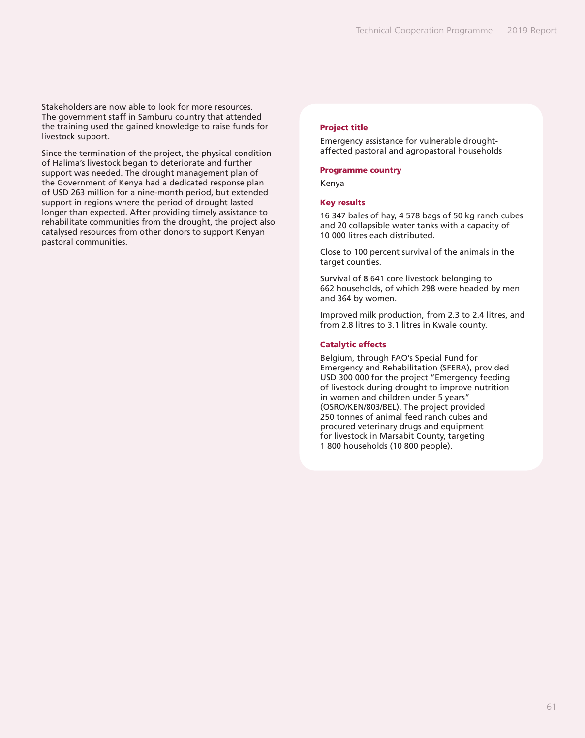Stakeholders are now able to look for more resources. The government staff in Samburu country that attended the training used the gained knowledge to raise funds for livestock support.

Since the termination of the project, the physical condition of Halima's livestock began to deteriorate and further support was needed. The drought management plan of the Government of Kenya had a dedicated response plan of USD 263 million for a nine-month period, but extended support in regions where the period of drought lasted longer than expected. After providing timely assistance to rehabilitate communities from the drought, the project also catalysed resources from other donors to support Kenyan pastoral communities.

#### Project title

Emergency assistance for vulnerable drought-affected pastoral and agropastoral households

#### Programme country

Kenya

#### Key results

16 347 bales of hay, 4 578 bags of 50 kg ranch cubes and 20 collapsible water tanks with a capacity of 10 000 litres each distributed.

Close to 100 percent survival of the animals in the target counties.

Survival of 8 641 core livestock belonging to 662 households, of which 298 were headed by men and 364 by women.

Improved milk production, from 2.3 to 2.4 litres, and from 2.8 litres to 3.1 litres in Kwale county.

#### Catalytic effects

Belgium, through FAO's Special Fund for Emergency and Rehabilitation (SFERA), provided USD 300 000 for the project "Emergency feeding of livestock during drought to improve nutrition in women and children under 5 years" (OSRO/KEN/803/BEL). The project provided 250 tonnes of animal feed ranch cubes and procured veterinary drugs and equipment for livestock in Marsabit County, targeting 1 800 households (10 800 people).